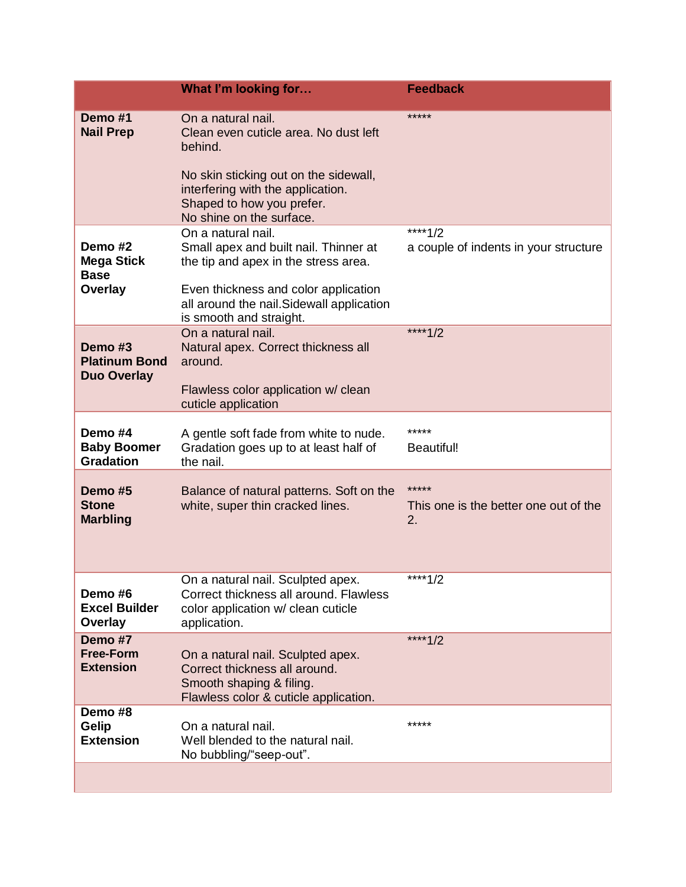| | What I'm looking for… | Feedback |
|---|---|---|
| **Demo #1 Nail Prep** | On a natural nail. Clean even cuticle area. No dust left behind. No skin sticking out on the sidewall, interfering with the application. Shaped to how you prefer. No shine on the surface. | ***** |
| **Demo #2 Mega Stick Base Overlay** | On a natural nail. Small apex and built nail. Thinner at the tip and apex in the stress area. Even thickness and color application all around the nail.Sidewall application is smooth and straight. | ****1/2 a couple of indents in your structure |
| **Demo #3 Platinum Bond Duo Overlay** | On a natural nail. Natural apex. Correct thickness all around. Flawless color application w/ clean cuticle application | ****1/2 |
| **Demo #4 Baby Boomer Gradation** | A gentle soft fade from white to nude. Gradation goes up to at least half of the nail. | ***** Beautiful! |
| **Demo #5 Stone Marbling** | Balance of natural patterns. Soft on the white, super thin cracked lines. | ***** This one is the better one out of the 2. |
| **Demo #6 Excel Builder Overlay** | On a natural nail. Sculpted apex. Correct thickness all around. Flawless color application w/ clean cuticle application. | ****1/2 |
| **Demo #7 Free-Form Extension** | On a natural nail. Sculpted apex. Correct thickness all around. Smooth shaping & filing. Flawless color & cuticle application. | ****1/2 |
| **Demo #8 Gelip Extension** | On a natural nail. Well blended to the natural nail. No bubbling/"seep-out". | ***** |
| | | |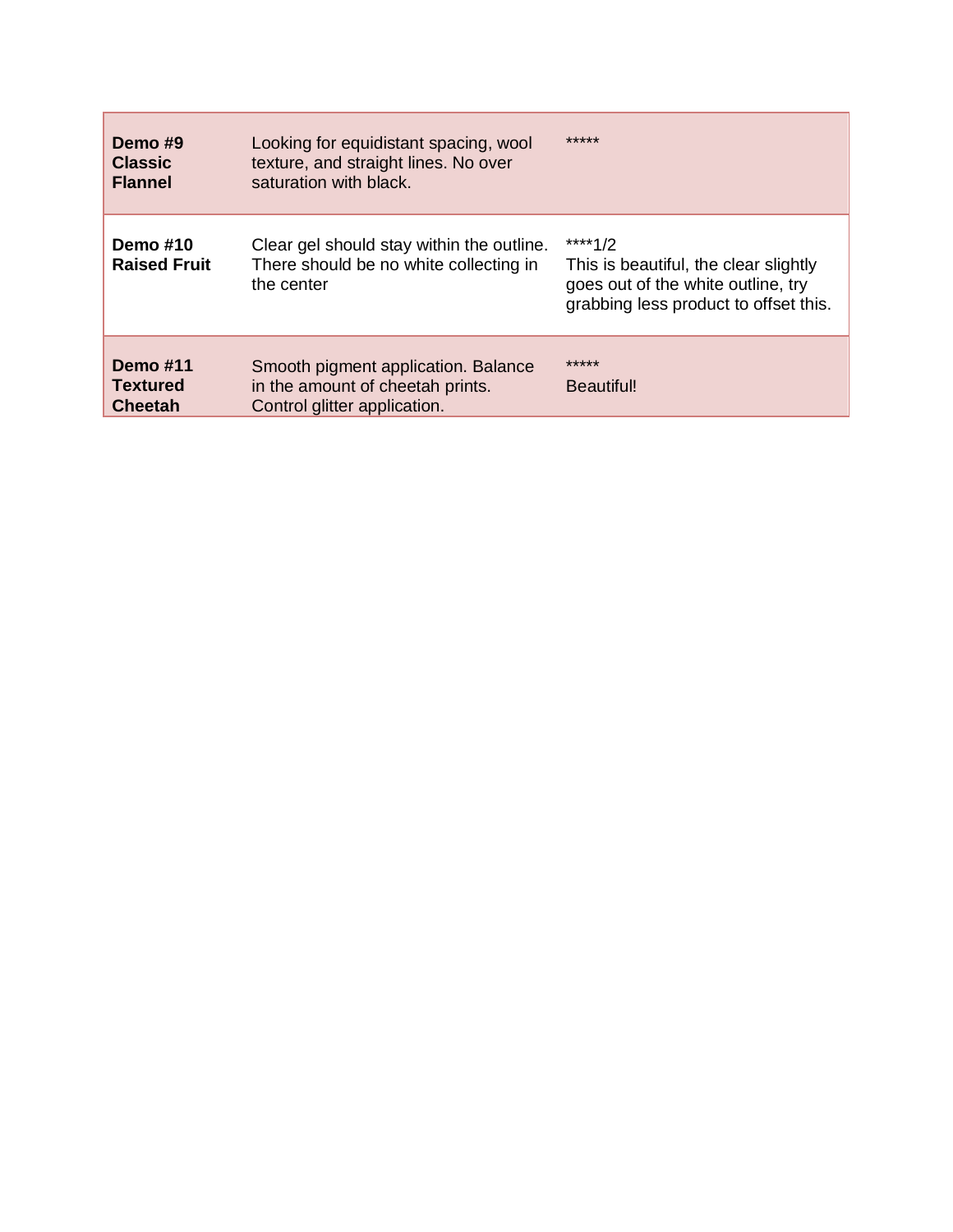| | | |
|---|---|---|
| **Demo #9 Classic Flannel** | Looking for equidistant spacing, wool texture, and straight lines. No over saturation with black. | ***** |
| **Demo #10 Raised Fruit** | Clear gel should stay within the outline. There should be no white collecting in the center | ****1/2<br>This is beautiful, the clear slightly goes out of the white outline, try grabbing less product to offset this. |
| **Demo #11 Textured Cheetah** | Smooth pigment application. Balance in the amount of cheetah prints. Control glitter application. | *****<br>Beautiful! |